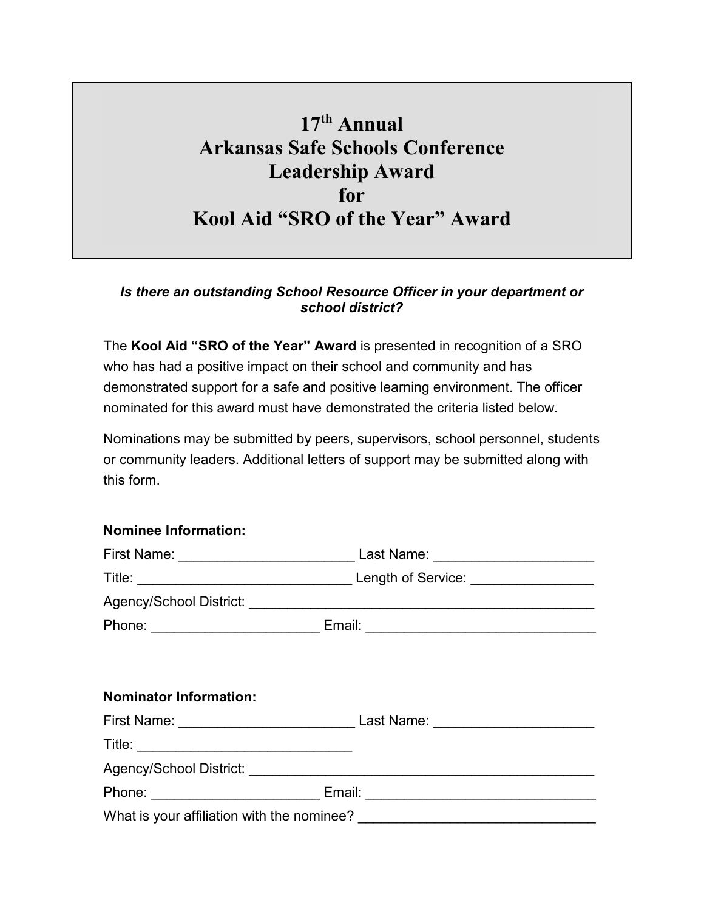# 17th Annual Arkansas Safe Schools Conference Leadership Award for Kool Aid "SRO of the Year" Award

***Is there an outstanding School Resource Officer in your department or school district?***

The **Kool Aid "SRO of the Year" Award** is presented in recognition of a SRO who has had a positive impact on their school and community and has demonstrated support for a safe and positive learning environment. The officer nominated for this award must have demonstrated the criteria listed below.

Nominations may be submitted by peers, supervisors, school personnel, students or community leaders. Additional letters of support may be submitted along with this form.

**Nominee Information:**

First Name: _______________________ Last Name: _____________________

Title: ____________________________ Length of Service: ________________

Agency/School District: _______________________________________________

Phone: ______________________ Email: ______________________________

**Nominator Information:**

First Name: _______________________ Last Name: _____________________

Title: ____________________________

Agency/School District: _______________________________________________

Phone: ______________________ Email: ______________________________

What is your affiliation with the nominee? _______________________________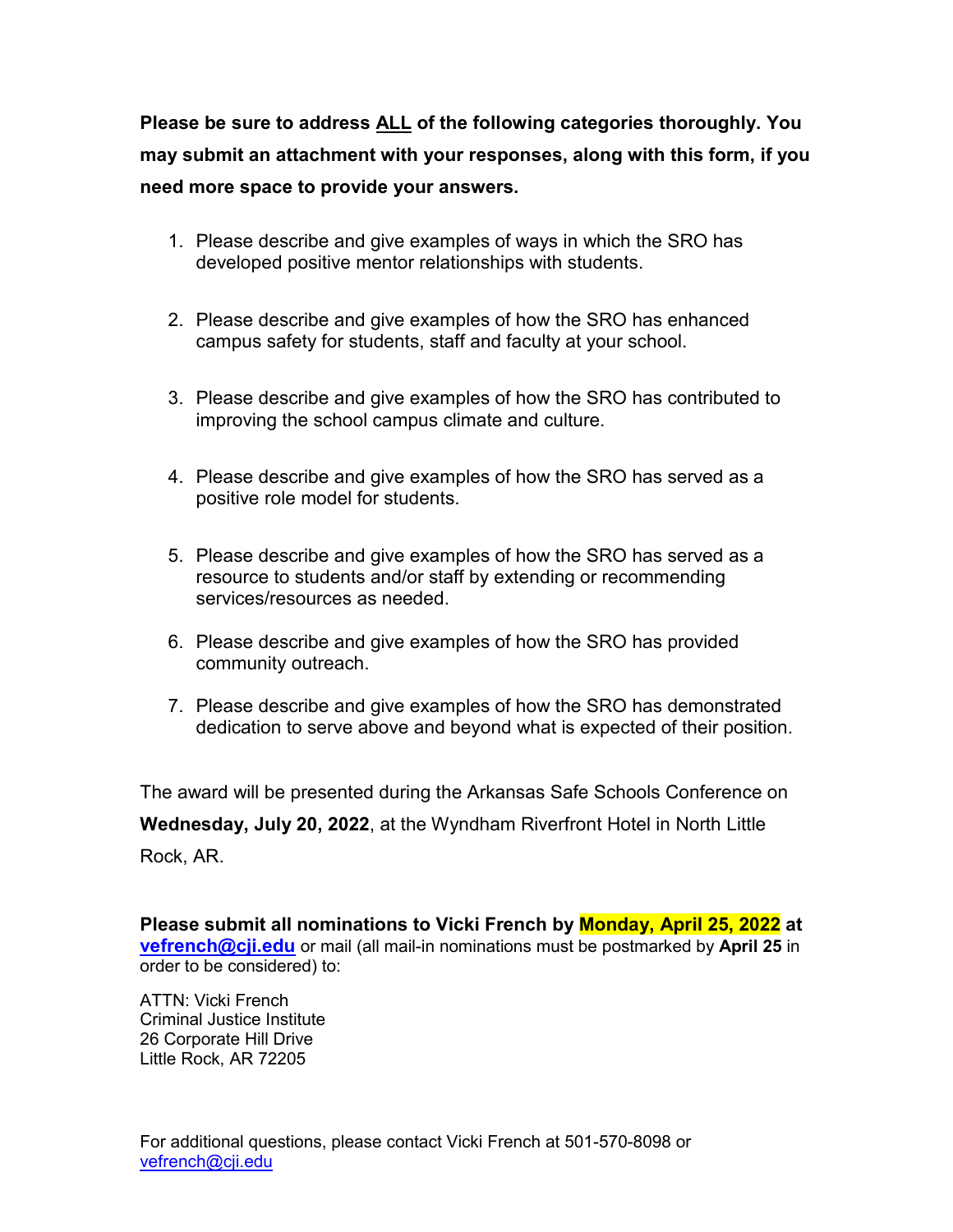**Please be sure to address ALL of the following categories thoroughly. You may submit an attachment with your responses, along with this form, if you need more space to provide your answers.**

1. Please describe and give examples of ways in which the SRO has developed positive mentor relationships with students.

2. Please describe and give examples of how the SRO has enhanced campus safety for students, staff and faculty at your school.

3. Please describe and give examples of how the SRO has contributed to improving the school campus climate and culture.

4. Please describe and give examples of how the SRO has served as a positive role model for students.

5. Please describe and give examples of how the SRO has served as a resource to students and/or staff by extending or recommending services/resources as needed.

6. Please describe and give examples of how the SRO has provided community outreach.

7. Please describe and give examples of how the SRO has demonstrated dedication to serve above and beyond what is expected of their position.

The award will be presented during the Arkansas Safe Schools Conference on **Wednesday, July 20, 2022**, at the Wyndham Riverfront Hotel in North Little Rock, AR.

**Please submit all nominations to Vicki French by Monday, April 25, 2022 at [vefrench@cji.edu](mailto:vefrench@cji.edu)** or mail (all mail-in nominations must be postmarked by **April 25** in order to be considered) to:

ATTN: Vicki French
Criminal Justice Institute
26 Corporate Hill Drive
Little Rock, AR 72205

For additional questions, please contact Vicki French at 501-570-8098 or [vefrench@cji.edu](mailto:vefrench@cji.edu)